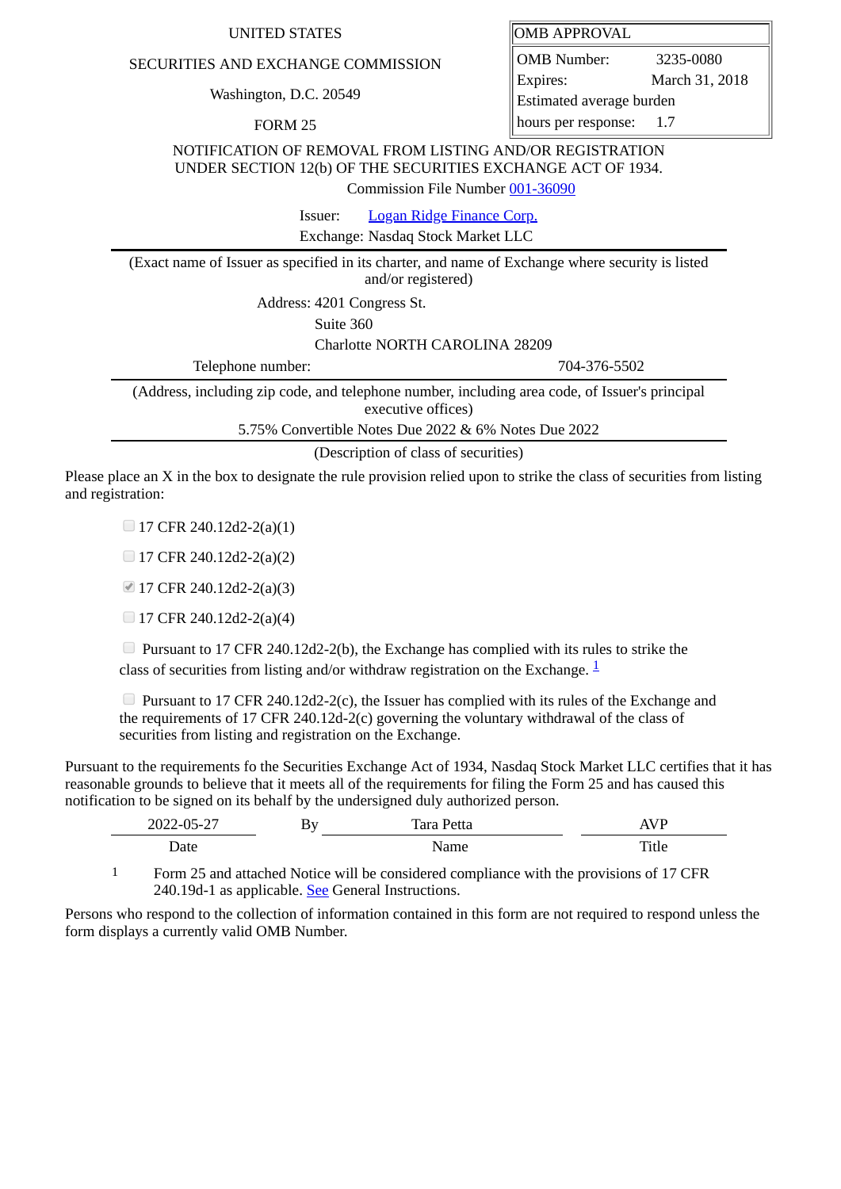UNITED STATES

SECURITIES AND EXCHANGE COMMISSION

Washington, D.C. 20549

FORM 25

| OMB APPROVAL | |
|---|---|
| OMB Number: | 3235-0080 |
| Expires: | March 31, 2018 |
| Estimated average burden hours per response: | 1.7 |

NOTIFICATION OF REMOVAL FROM LISTING AND/OR REGISTRATION UNDER SECTION 12(b) OF THE SECURITIES EXCHANGE ACT OF 1934.

Commission File Number 001-36090

Issuer: Logan Ridge Finance Corp.

Exchange: Nasdaq Stock Market LLC

(Exact name of Issuer as specified in its charter, and name of Exchange where security is listed and/or registered)

Address: 4201 Congress St.

Suite 360

Charlotte NORTH CAROLINA 28209

Telephone number: 704-376-5502

(Address, including zip code, and telephone number, including area code, of Issuer's principal executive offices)

5.75% Convertible Notes Due 2022 & 6% Notes Due 2022

(Description of class of securities)

Please place an X in the box to designate the rule provision relied upon to strike the class of securities from listing and registration:

- ☐ 17 CFR 240.12d2-2(a)(1)
- ☐ 17 CFR 240.12d2-2(a)(2)
- ☑ 17 CFR 240.12d2-2(a)(3)
- ☐ 17 CFR 240.12d2-2(a)(4)
- ☐ Pursuant to 17 CFR 240.12d2-2(b), the Exchange has complied with its rules to strike the class of securities from listing and/or withdraw registration on the Exchange. [1]
- ☐ Pursuant to 17 CFR 240.12d2-2(c), the Issuer has complied with its rules of the Exchange and the requirements of 17 CFR 240.12d-2(c) governing the voluntary withdrawal of the class of securities from listing and registration on the Exchange.

Pursuant to the requirements fo the Securities Exchange Act of 1934, Nasdaq Stock Market LLC certifies that it has reasonable grounds to believe that it meets all of the requirements for filing the Form 25 and has caused this notification to be signed on its behalf by the undersigned duly authorized person.

| 2022-05-27 | By | Tara Petta | AVP |
|---|---|---|---|
| Date | | Name | Title |

1 Form 25 and attached Notice will be considered compliance with the provisions of 17 CFR 240.19d-1 as applicable. See General Instructions.

Persons who respond to the collection of information contained in this form are not required to respond unless the form displays a currently valid OMB Number.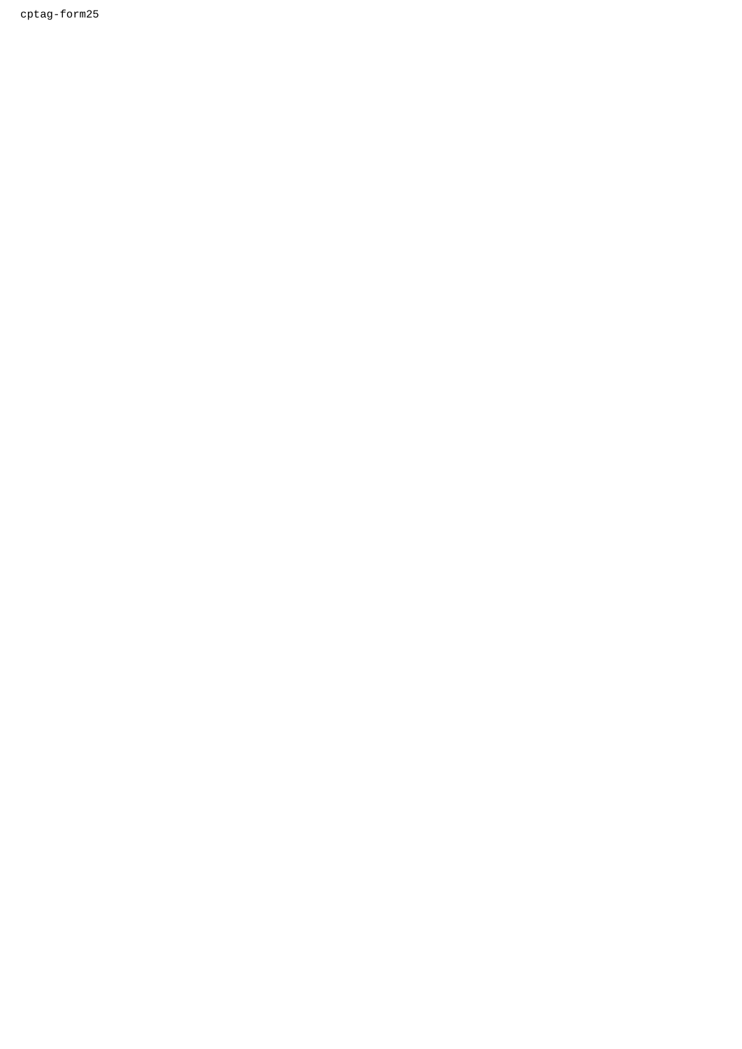cptag-form25